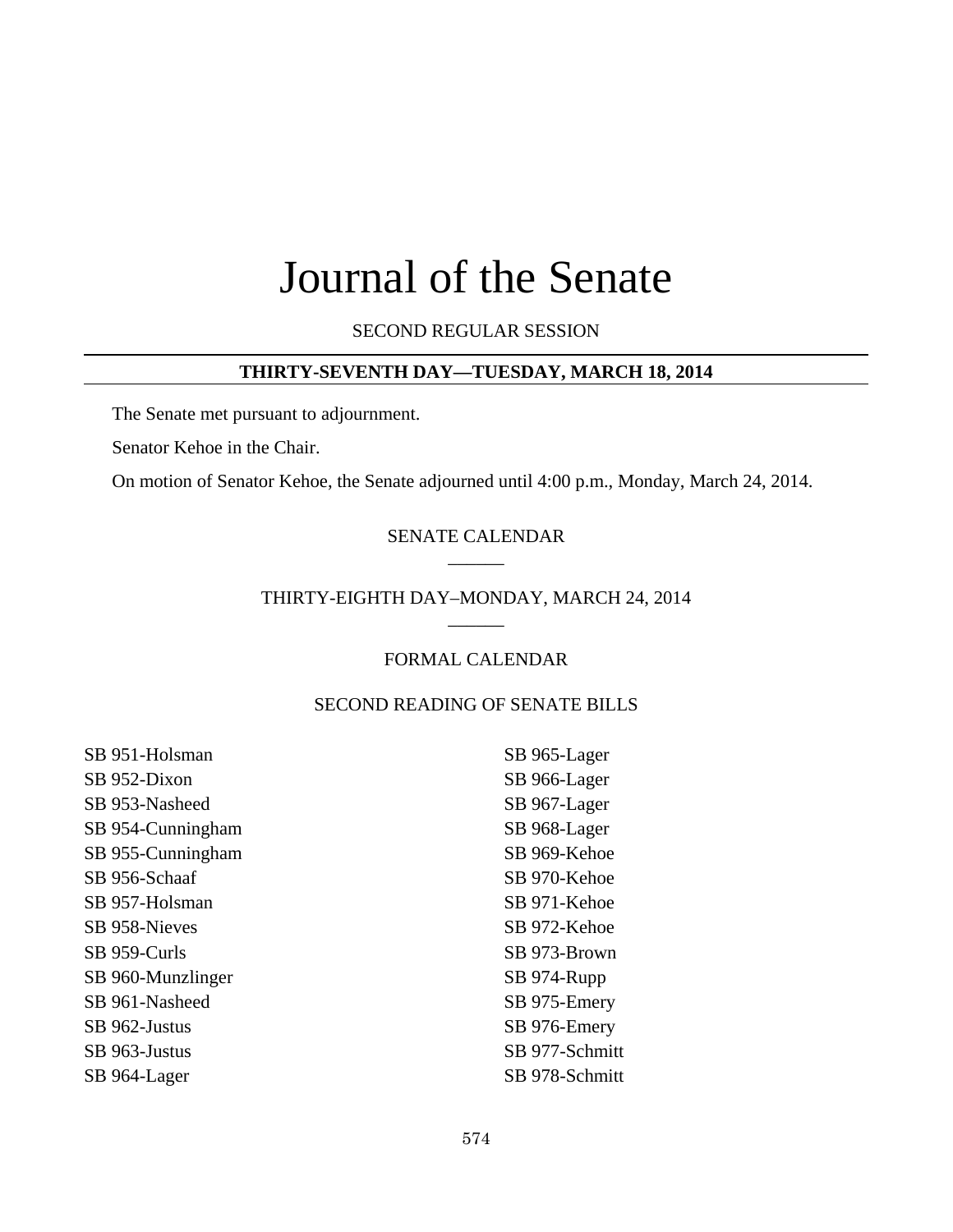# Journal of the Senate

SECOND REGULAR SESSION

**THIRTY-SEVENTH DAY—TUESDAY, MARCH 18, 2014**

The Senate met pursuant to adjournment.

Senator Kehoe in the Chair.

On motion of Senator Kehoe, the Senate adjourned until 4:00 p.m., Monday, March 24, 2014.

SENATE CALENDAR

\_\_\_\_\_\_

THIRTY-EIGHTH DAY–MONDAY, MARCH 24, 2014

\_\_\_\_\_\_

FORMAL CALENDAR

SECOND READING OF SENATE BILLS

SB 951-Holsman
SB 952-Dixon
SB 953-Nasheed
SB 954-Cunningham
SB 955-Cunningham
SB 956-Schaaf
SB 957-Holsman
SB 958-Nieves
SB 959-Curls
SB 960-Munzlinger
SB 961-Nasheed
SB 962-Justus
SB 963-Justus
SB 964-Lager
SB 965-Lager
SB 966-Lager
SB 967-Lager
SB 968-Lager
SB 969-Kehoe
SB 970-Kehoe
SB 971-Kehoe
SB 972-Kehoe
SB 973-Brown
SB 974-Rupp
SB 975-Emery
SB 976-Emery
SB 977-Schmitt
SB 978-Schmitt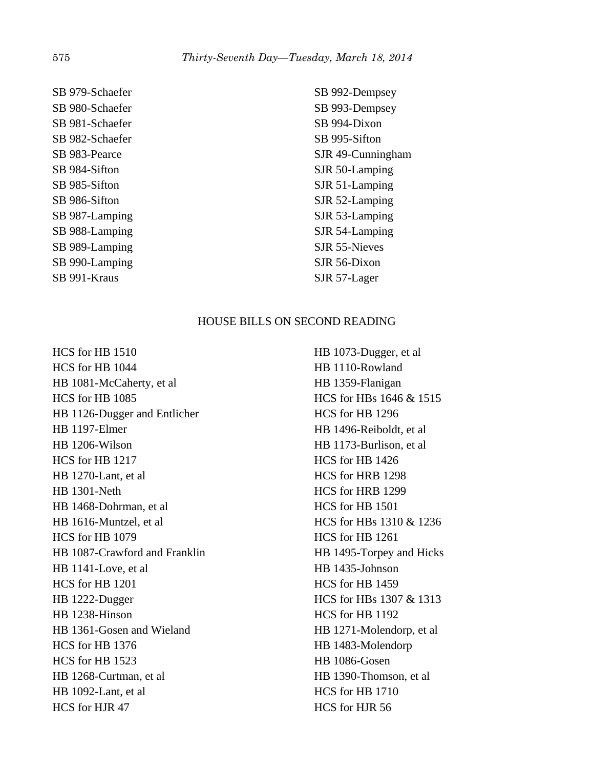SB 979-Schaefer
SB 980-Schaefer
SB 981-Schaefer
SB 982-Schaefer
SB 983-Pearce
SB 984-Sifton
SB 985-Sifton
SB 986-Sifton
SB 987-Lamping
SB 988-Lamping
SB 989-Lamping
SB 990-Lamping
SB 991-Kraus
SB 992-Dempsey
SB 993-Dempsey
SB 994-Dixon
SB 995-Sifton
SJR 49-Cunningham
SJR 50-Lamping
SJR 51-Lamping
SJR 52-Lamping
SJR 53-Lamping
SJR 54-Lamping
SJR 55-Nieves
SJR 56-Dixon
SJR 57-Lager

HOUSE BILLS ON SECOND READING

HCS for HB 1510
HCS for HB 1044
HB 1081-McCaherty, et al
HCS for HB 1085
HB 1126-Dugger and Entlicher
HB 1197-Elmer
HB 1206-Wilson
HCS for HB 1217
HB 1270-Lant, et al
HB 1301-Neth
HB 1468-Dohrman, et al
HB 1616-Muntzel, et al
HCS for HB 1079
HB 1087-Crawford and Franklin
HB 1141-Love, et al
HCS for HB 1201
HB 1222-Dugger
HB 1238-Hinson
HB 1361-Gosen and Wieland
HCS for HB 1376
HCS for HB 1523
HB 1268-Curtman, et al
HB 1092-Lant, et al
HCS for HJR 47
HB 1073-Dugger, et al
HB 1110-Rowland
HB 1359-Flanigan
HCS for HBs 1646 & 1515
HCS for HB 1296
HB 1496-Reiboldt, et al
HB 1173-Burlison, et al
HCS for HB 1426
HCS for HRB 1298
HCS for HRB 1299
HCS for HB 1501
HCS for HBs 1310 & 1236
HCS for HB 1261
HB 1495-Torpey and Hicks
HB 1435-Johnson
HCS for HB 1459
HCS for HBs 1307 & 1313
HCS for HB 1192
HB 1271-Molendorp, et al
HB 1483-Molendorp
HB 1086-Gosen
HB 1390-Thomson, et al
HCS for HB 1710
HCS for HJR 56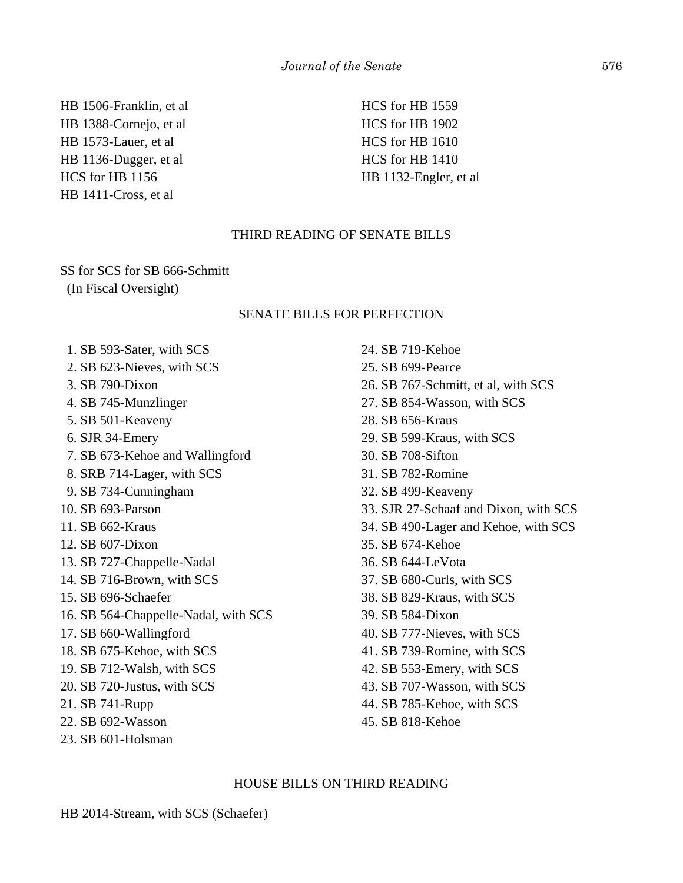HB 1506-Franklin, et al
HB 1388-Cornejo, et al
HB 1573-Lauer, et al
HB 1136-Dugger, et al
HCS for HB 1156
HB 1411-Cross, et al
HCS for HB 1559
HCS for HB 1902
HCS for HB 1610
HCS for HB 1410
HB 1132-Engler, et al

THIRD READING OF SENATE BILLS

SS for SCS for SB 666-Schmitt
(In Fiscal Oversight)

SENATE BILLS FOR PERFECTION

1. SB 593-Sater, with SCS
2. SB 623-Nieves, with SCS
3. SB 790-Dixon
4. SB 745-Munzlinger
5. SB 501-Keaveny
6. SJR 34-Emery
7. SB 673-Kehoe and Wallingford
8. SRB 714-Lager, with SCS
9. SB 734-Cunningham
10. SB 693-Parson
11. SB 662-Kraus
12. SB 607-Dixon
13. SB 727-Chappelle-Nadal
14. SB 716-Brown, with SCS
15. SB 696-Schaefer
16. SB 564-Chappelle-Nadal, with SCS
17. SB 660-Wallingford
18. SB 675-Kehoe, with SCS
19. SB 712-Walsh, with SCS
20. SB 720-Justus, with SCS
21. SB 741-Rupp
22. SB 692-Wasson
23. SB 601-Holsman
24. SB 719-Kehoe
25. SB 699-Pearce
26. SB 767-Schmitt, et al, with SCS
27. SB 854-Wasson, with SCS
28. SB 656-Kraus
29. SB 599-Kraus, with SCS
30. SB 708-Sifton
31. SB 782-Romine
32. SB 499-Keaveny
33. SJR 27-Schaaf and Dixon, with SCS
34. SB 490-Lager and Kehoe, with SCS
35. SB 674-Kehoe
36. SB 644-LeVota
37. SB 680-Curls, with SCS
38. SB 829-Kraus, with SCS
39. SB 584-Dixon
40. SB 777-Nieves, with SCS
41. SB 739-Romine, with SCS
42. SB 553-Emery, with SCS
43. SB 707-Wasson, with SCS
44. SB 785-Kehoe, with SCS
45. SB 818-Kehoe

HOUSE BILLS ON THIRD READING

HB 2014-Stream, with SCS (Schaefer)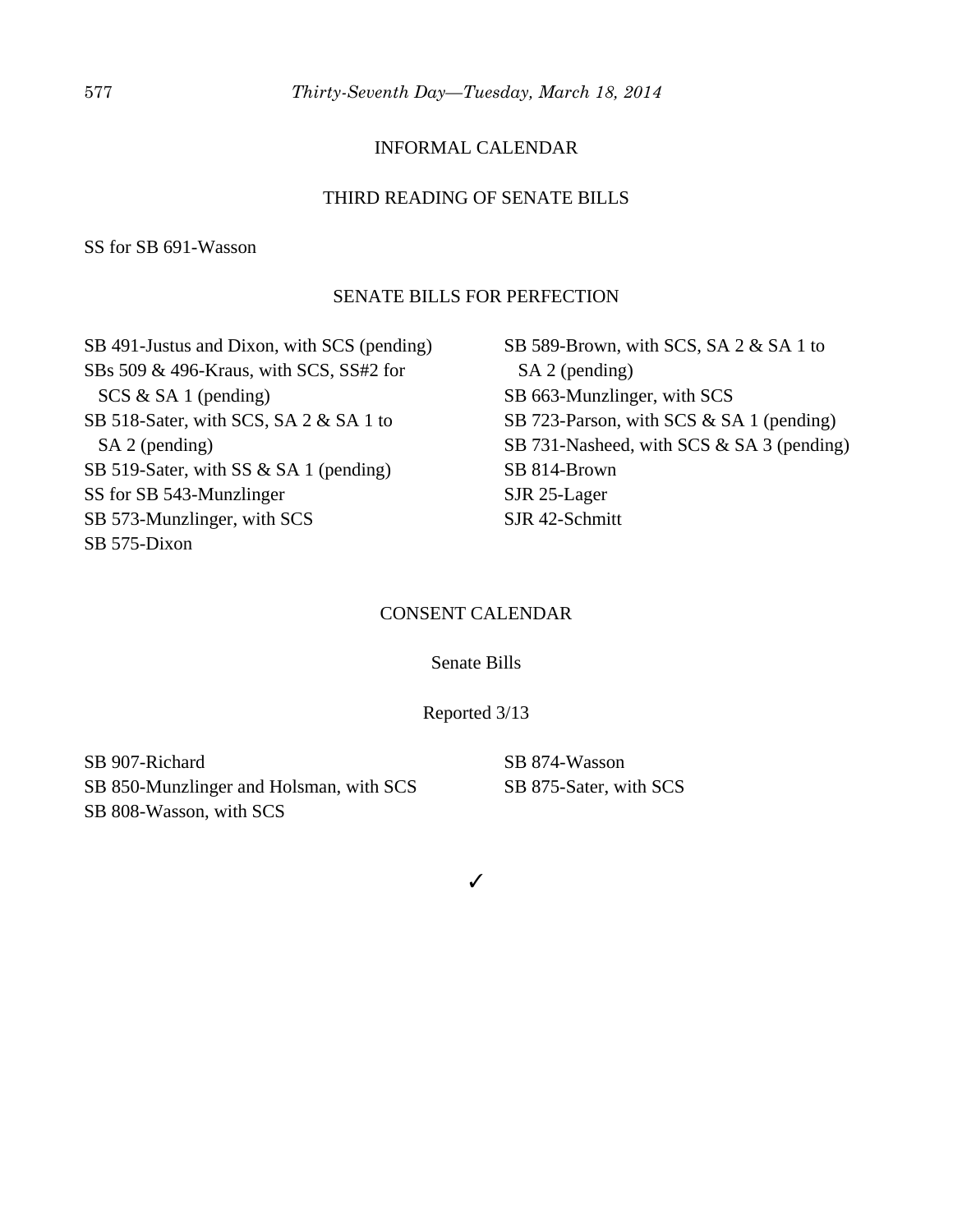## INFORMAL CALENDAR

### THIRD READING OF SENATE BILLS

SS for SB 691-Wasson

### SENATE BILLS FOR PERFECTION

SB 491-Justus and Dixon, with SCS (pending)
SBs 509 & 496-Kraus, with SCS, SS#2 for SCS & SA 1 (pending)
SB 518-Sater, with SCS, SA 2 & SA 1 to SA 2 (pending)
SB 519-Sater, with SS & SA 1 (pending)
SS for SB 543-Munzlinger
SB 573-Munzlinger, with SCS
SB 575-Dixon
SB 589-Brown, with SCS, SA 2 & SA 1 to SA 2 (pending)
SB 663-Munzlinger, with SCS
SB 723-Parson, with SCS & SA 1 (pending)
SB 731-Nasheed, with SCS & SA 3 (pending)
SB 814-Brown
SJR 25-Lager
SJR 42-Schmitt

## CONSENT CALENDAR

### Senate Bills

Reported 3/13

SB 907-Richard
SB 850-Munzlinger and Holsman, with SCS
SB 808-Wasson, with SCS
SB 874-Wasson
SB 875-Sater, with SCS

✓